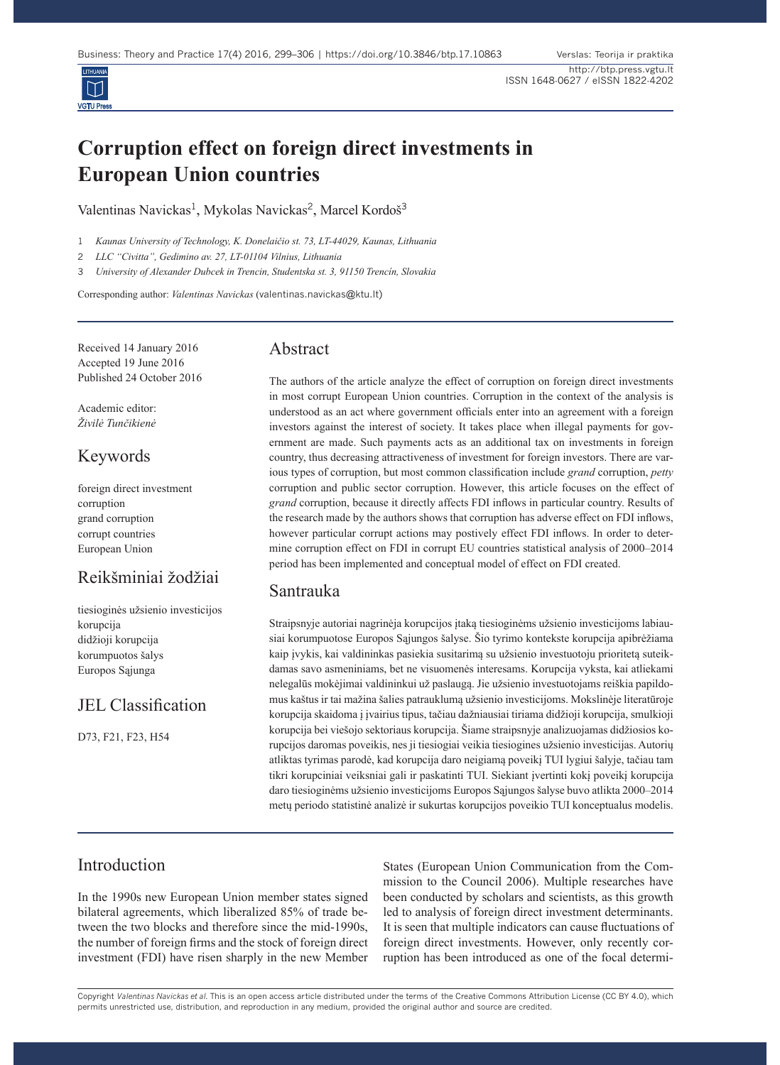# Corruption effect on foreign direct investments in European Union countries

Valentinas Navickas[1], Mykolas Navickas[2], Marcel Kordoš[3]

1 *Kaunas University of Technology, K. Donelaičio st. 73, LT-44029, Kaunas, Lithuania*

2 *LLC "Civitta", Gedimino av. 27, LT-01104 Vilnius, Lithuania*

3 *University of Alexander Dubcek in Trencin, Studentska st. 3, 91150 Trencín, Slovakia*

Corresponding author: *Valentinas Navickas* (valentinas.navickas@ktu.lt)

Received 14 January 2016
Accepted 19 June 2016
Published 24 October 2016

Academic editor:
*Živilė Tunčikienė*

## Keywords

foreign direct investment
corruption
grand corruption
corrupt countries
European Union

## Reikšminiai žodžiai

tiesioginės užsienio investicijos
korupcija
didžioji korupcija
korumpuotos šalys
Europos Sąjunga

## JEL Classification

D73, F21, F23, H54

## Abstract

The authors of the article analyze the effect of corruption on foreign direct investments in most corrupt European Union countries. Corruption in the context of the analysis is understood as an act where government officials enter into an agreement with a foreign investors against the interest of society. It takes place when illegal payments for government are made. Such payments acts as an additional tax on investments in foreign country, thus decreasing attractiveness of investment for foreign investors. There are various types of corruption, but most common classification include *grand* corruption, *petty* corruption and public sector corruption. However, this article focuses on the effect of *grand* corruption, because it directly affects FDI inflows in particular country. Results of the research made by the authors shows that corruption has adverse effect on FDI inflows, however particular corrupt actions may postively effect FDI inflows. In order to determine corruption effect on FDI in corrupt EU countries statistical analysis of 2000–2014 period has been implemented and conceptual model of effect on FDI created.

## Santrauka

Straipsnyje autoriai nagrinėja korupcijos įtaką tiesioginėms užsienio investicijoms labiausiai korumpuotose Europos Sąjungos šalyse. Šio tyrimo kontekste korupcija apibrėžiama kaip įvykis, kai valdininkas pasiekia susitarimą su užsienio investuotoju prioritetą suteikdamas savo asmeniniams, bet ne visuomenės interesams. Korupcija vyksta, kai atliekami nelegalūs mokėjimai valdininkui už paslaugą. Jie užsienio investuotojams reiškia papildomus kaštus ir tai mažina šalies patrauklumą užsienio investicijoms. Mokslinėje literatūroje korupcija skaidoma į įvairius tipus, tačiau dažniausiai tiriama didžioji korupcija, smulkioji korupcija bei viešojo sektoriaus korupcija. Šiame straipsnyje analizuojamas didžiosios korupcijos daromas poveikis, nes ji tiesiogiai veikia tiesiogines užsienio investicijas. Autorių atliktas tyrimas parodė, kad korupcija daro neigiamą poveikį TUI lygiui šalyje, tačiau tam tikri korupciniai veiksniai gali ir paskatinti TUI. Siekiant įvertinti kokį poveikį korupcija daro tiesioginėms užsienio investicijoms Europos Sąjungos šalyse buvo atlikta 2000–2014 metų periodo statistinė analizė ir sukurtas korupcijos poveikio TUI konceptualus modelis.

## Introduction

In the 1990s new European Union member states signed bilateral agreements, which liberalized 85% of trade between the two blocks and therefore since the mid-1990s, the number of foreign firms and the stock of foreign direct investment (FDI) have risen sharply in the new Member States (European Union Communication from the Commission to the Council 2006). Multiple researches have been conducted by scholars and scientists, as this growth led to analysis of foreign direct investment determinants. It is seen that multiple indicators can cause fluctuations of foreign direct investments. However, only recently corruption has been introduced as one of the focal determi-

Copyright *Valentinas Navickas et al.* This is an open access article distributed under the terms of the Creative Commons Attribution License (CC BY 4.0), which permits unrestricted use, distribution, and reproduction in any medium, provided the original author and source are credited.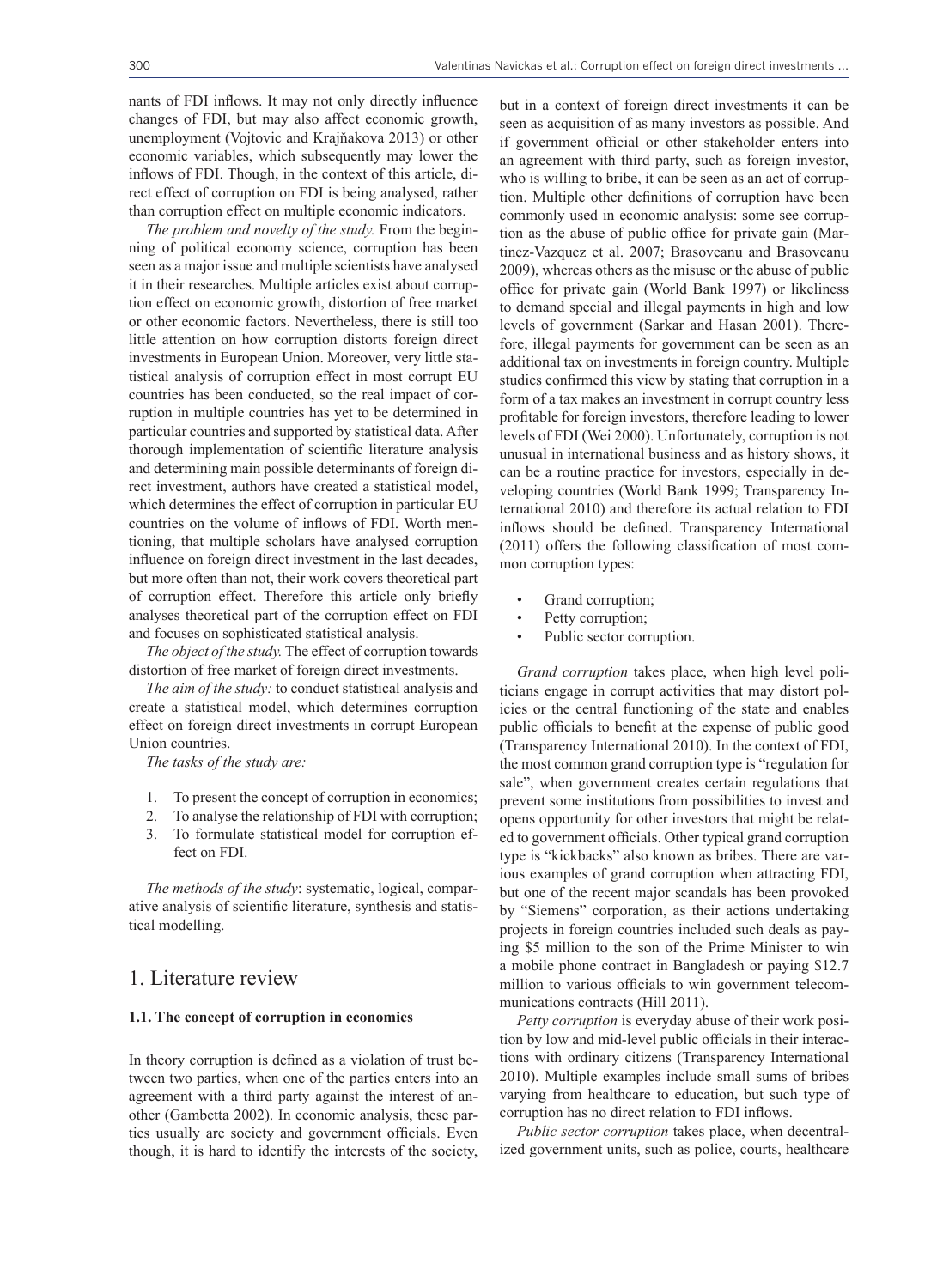nants of FDI inflows. It may not only directly influence changes of FDI, but may also affect economic growth, unemployment (Vojtovic and Krajňakova 2013) or other economic variables, which subsequently may lower the inflows of FDI. Though, in the context of this article, direct effect of corruption on FDI is being analysed, rather than corruption effect on multiple economic indicators.

*The problem and novelty of the study.* From the beginning of political economy science, corruption has been seen as a major issue and multiple scientists have analysed it in their researches. Multiple articles exist about corruption effect on economic growth, distortion of free market or other economic factors. Nevertheless, there is still too little attention on how corruption distorts foreign direct investments in European Union. Moreover, very little statistical analysis of corruption effect in most corrupt EU countries has been conducted, so the real impact of corruption in multiple countries has yet to be determined in particular countries and supported by statistical data. After thorough implementation of scientific literature analysis and determining main possible determinants of foreign direct investment, authors have created a statistical model, which determines the effect of corruption in particular EU countries on the volume of inflows of FDI. Worth mentioning, that multiple scholars have analysed corruption influence on foreign direct investment in the last decades, but more often than not, their work covers theoretical part of corruption effect. Therefore this article only briefly analyses theoretical part of the corruption effect on FDI and focuses on sophisticated statistical analysis.

*The object of the study.* The effect of corruption towards distortion of free market of foreign direct investments.

*The aim of the study:* to conduct statistical analysis and create a statistical model, which determines corruption effect on foreign direct investments in corrupt European Union countries.

*The tasks of the study are:*

1. To present the concept of corruption in economics;
2. To analyse the relationship of FDI with corruption;
3. To formulate statistical model for corruption effect on FDI.

*The methods of the study*: systematic, logical, comparative analysis of scientific literature, synthesis and statistical modelling.

# 1. Literature review

### 1.1. The concept of corruption in economics

In theory corruption is defined as a violation of trust between two parties, when one of the parties enters into an agreement with a third party against the interest of another (Gambetta 2002). In economic analysis, these parties usually are society and government officials. Even though, it is hard to identify the interests of the society, but in a context of foreign direct investments it can be seen as acquisition of as many investors as possible. And if government official or other stakeholder enters into an agreement with third party, such as foreign investor, who is willing to bribe, it can be seen as an act of corruption. Multiple other definitions of corruption have been commonly used in economic analysis: some see corruption as the abuse of public office for private gain (Martinez-Vazquez et al. 2007; Brasoveanu and Brasoveanu 2009), whereas others as the misuse or the abuse of public office for private gain (World Bank 1997) or likeliness to demand special and illegal payments in high and low levels of government (Sarkar and Hasan 2001). Therefore, illegal payments for government can be seen as an additional tax on investments in foreign country. Multiple studies confirmed this view by stating that corruption in a form of a tax makes an investment in corrupt country less profitable for foreign investors, therefore leading to lower levels of FDI (Wei 2000). Unfortunately, corruption is not unusual in international business and as history shows, it can be a routine practice for investors, especially in developing countries (World Bank 1999; Transparency International 2010) and therefore its actual relation to FDI inflows should be defined. Transparency International (2011) offers the following classification of most common corruption types:

- Grand corruption;
- Petty corruption;
- Public sector corruption.

*Grand corruption* takes place, when high level politicians engage in corrupt activities that may distort policies or the central functioning of the state and enables public officials to benefit at the expense of public good (Transparency International 2010). In the context of FDI, the most common grand corruption type is "regulation for sale", when government creates certain regulations that prevent some institutions from possibilities to invest and opens opportunity for other investors that might be related to government officials. Other typical grand corruption type is "kickbacks" also known as bribes. There are various examples of grand corruption when attracting FDI, but one of the recent major scandals has been provoked by "Siemens" corporation, as their actions undertaking projects in foreign countries included such deals as paying \$5 million to the son of the Prime Minister to win a mobile phone contract in Bangladesh or paying \$12.7 million to various officials to win government telecommunications contracts (Hill 2011).

*Petty corruption* is everyday abuse of their work position by low and mid-level public officials in their interactions with ordinary citizens (Transparency International 2010). Multiple examples include small sums of bribes varying from healthcare to education, but such type of corruption has no direct relation to FDI inflows.

*Public sector corruption* takes place, when decentralized government units, such as police, courts, healthcare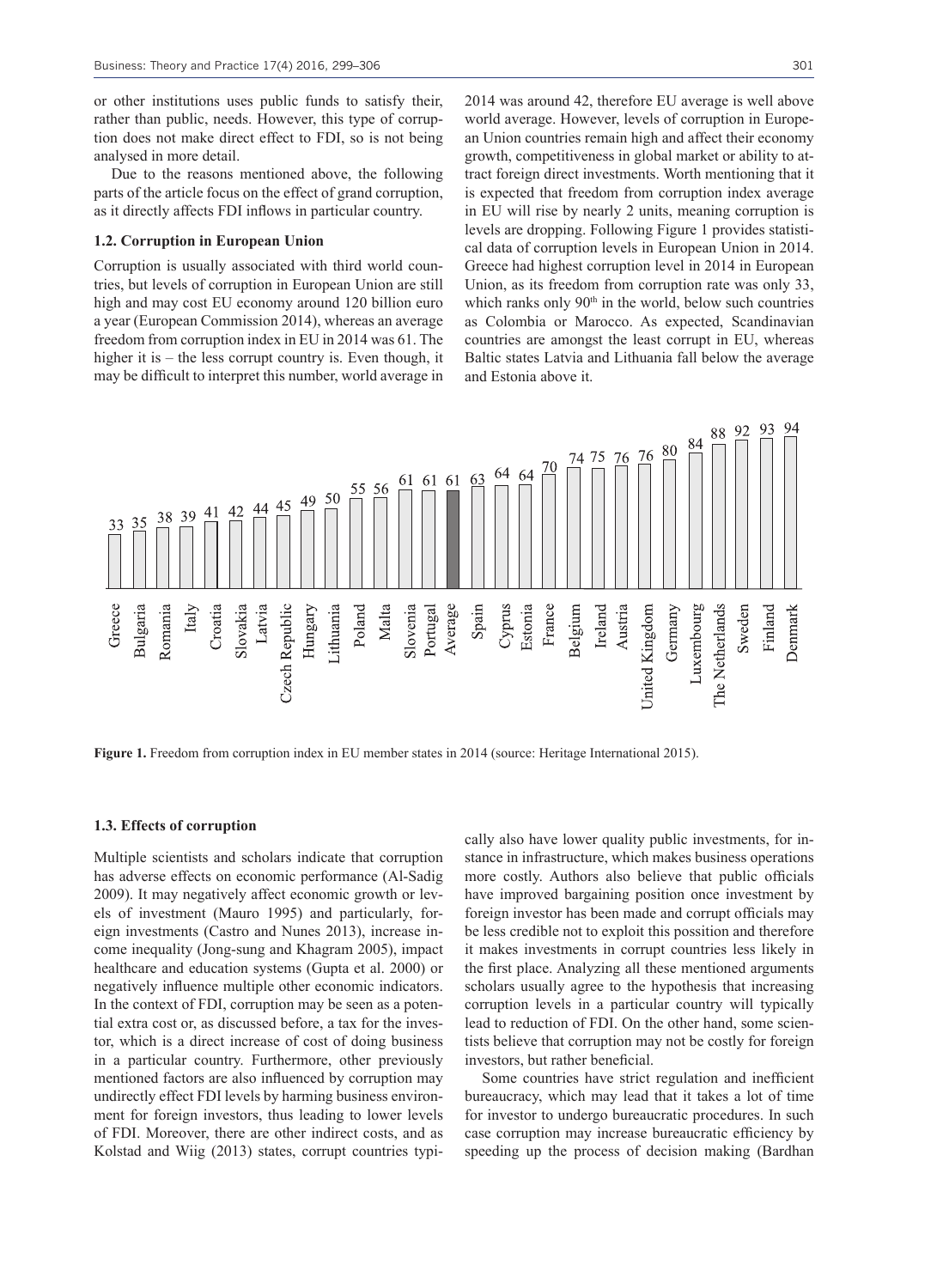or other institutions uses public funds to satisfy their, rather than public, needs. However, this type of corruption does not make direct effect to FDI, so is not being analysed in more detail.

Due to the reasons mentioned above, the following parts of the article focus on the effect of grand corruption, as it directly affects FDI inflows in particular country.

### 1.2. Corruption in European Union

Corruption is usually associated with third world countries, but levels of corruption in European Union are still high and may cost EU economy around 120 billion euro a year (European Commission 2014), whereas an average freedom from corruption index in EU in 2014 was 61. The higher it is – the less corrupt country is. Even though, it may be difficult to interpret this number, world average in 2014 was around 42, therefore EU average is well above world average. However, levels of corruption in European Union countries remain high and affect their economy growth, competitiveness in global market or ability to attract foreign direct investments. Worth mentioning that it is expected that freedom from corruption index average in EU will rise by nearly 2 units, meaning corruption is levels are dropping. Following Figure 1 provides statistical data of corruption levels in European Union in 2014. Greece had highest corruption level in 2014 in European Union, as its freedom from corruption rate was only 33, which ranks only 90th in the world, below such countries as Colombia or Marocco. As expected, Scandinavian countries are amongst the least corrupt in EU, whereas Baltic states Latvia and Lithuania fall below the average and Estonia above it.

| Country | Freedom from corruption index |
|---|---|
| Greece | 33 |
| Bulgaria | 35 |
| Romania | 38 |
| Italy | 39 |
| Croatia | 41 |
| Slovakia | 42 |
| Latvia | 44 |
| Czech Republic | 45 |
| Hungary | 49 |
| Lithuania | 50 |
| Poland | 55 |
| Malta | 56 |
| Slovenia | 61 |
| Portugal | 61 |
| Average | 61 |
| Spain | 63 |
| Cyprus | 64 |
| Estonia | 64 |
| France | 70 |
| Belgium | 74 |
| Ireland | 75 |
| Austria | 76 |
| United Kingdom | 76 |
| Germany | 80 |
| Luxembourg | 84 |
| The Netherlands | 88 |
| Sweden | 92 |
| Finland | 93 |
| Denmark | 94 |

**Figure 1.** Freedom from corruption index in EU member states in 2014 (source: Heritage International 2015).

### 1.3. Effects of corruption

Multiple scientists and scholars indicate that corruption has adverse effects on economic performance (Al-Sadig 2009). It may negatively affect economic growth or levels of investment (Mauro 1995) and particularly, foreign investments (Castro and Nunes 2013), increase income inequality (Jong-sung and Khagram 2005), impact healthcare and education systems (Gupta et al. 2000) or negatively influence multiple other economic indicators. In the context of FDI, corruption may be seen as a potential extra cost or, as discussed before, a tax for the investor, which is a direct increase of cost of doing business in a particular country. Furthermore, other previously mentioned factors are also influenced by corruption may undirectly effect FDI levels by harming business environment for foreign investors, thus leading to lower levels of FDI. Moreover, there are other indirect costs, and as Kolstad and Wiig (2013) states, corrupt countries typically also have lower quality public investments, for instance in infrastructure, which makes business operations more costly. Authors also believe that public officials have improved bargaining position once investment by foreign investor has been made and corrupt officials may be less credible not to exploit this possition and therefore it makes investments in corrupt countries less likely in the first place. Analyzing all these mentioned arguments scholars usually agree to the hypothesis that increasing corruption levels in a particular country will typically lead to reduction of FDI. On the other hand, some scientists believe that corruption may not be costly for foreign investors, but rather beneficial.

Some countries have strict regulation and inefficient bureaucracy, which may lead that it takes a lot of time for investor to undergo bureaucratic procedures. In such case corruption may increase bureaucratic efficiency by speeding up the process of decision making (Bardhan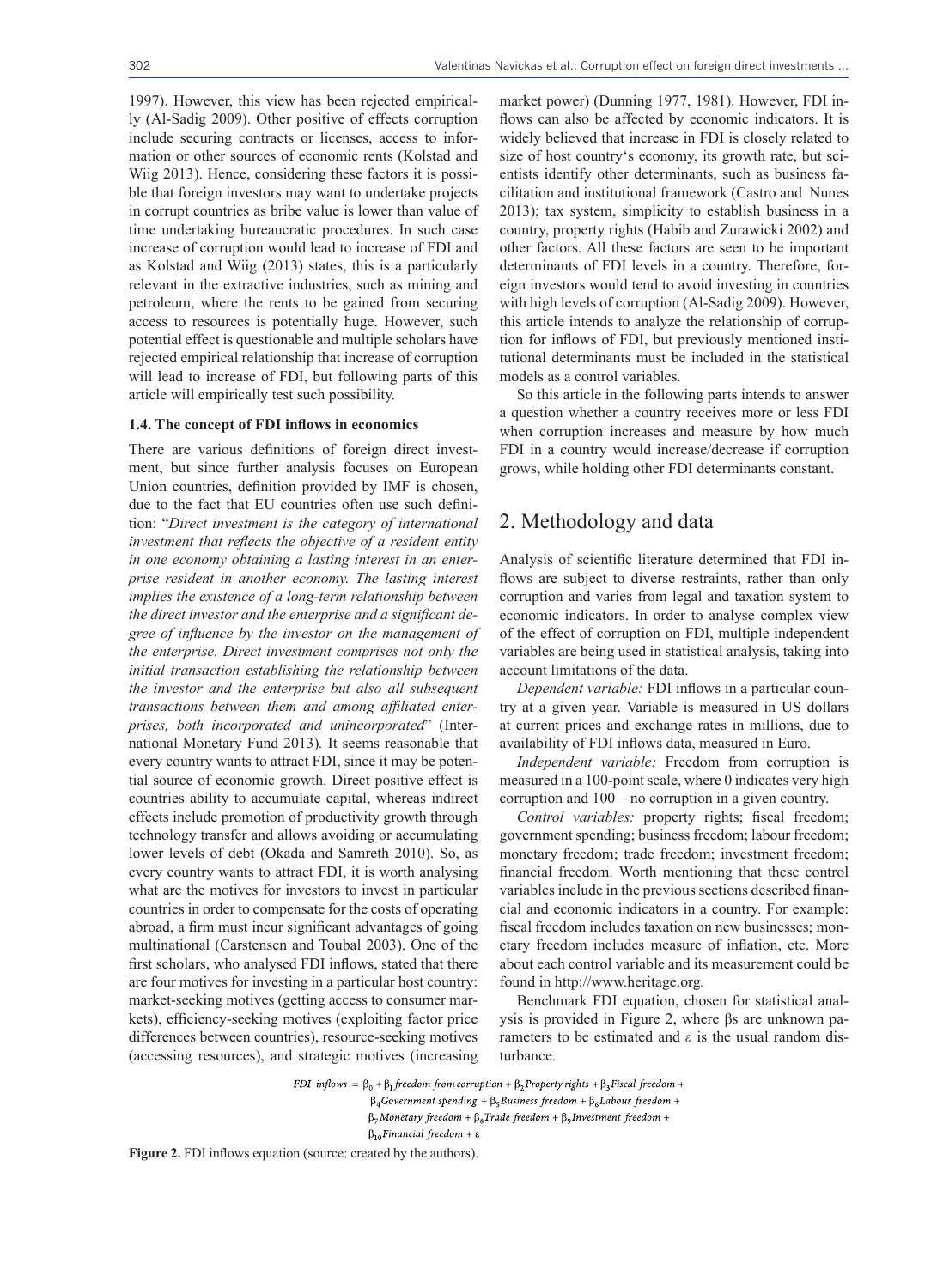1997). However, this view has been rejected empirically (Al-Sadig 2009). Other positive of effects corruption include securing contracts or licenses, access to information or other sources of economic rents (Kolstad and Wiig 2013). Hence, considering these factors it is possible that foreign investors may want to undertake projects in corrupt countries as bribe value is lower than value of time undertaking bureaucratic procedures. In such case increase of corruption would lead to increase of FDI and as Kolstad and Wiig (2013) states, this is a particularly relevant in the extractive industries, such as mining and petroleum, where the rents to be gained from securing access to resources is potentially huge. However, such potential effect is questionable and multiple scholars have rejected empirical relationship that increase of corruption will lead to increase of FDI, but following parts of this article will empirically test such possibility.

### 1.4. The concept of FDI inflows in economics

There are various definitions of foreign direct investment, but since further analysis focuses on European Union countries, definition provided by IMF is chosen, due to the fact that EU countries often use such definition: "*Direct investment is the category of international investment that reflects the objective of a resident entity in one economy obtaining a lasting interest in an enterprise resident in another economy. The lasting interest implies the existence of a long-term relationship between the direct investor and the enterprise and a significant degree of influence by the investor on the management of the enterprise. Direct investment comprises not only the initial transaction establishing the relationship between the investor and the enterprise but also all subsequent transactions between them and among affiliated enterprises, both incorporated and unincorporated*" (International Monetary Fund 2013). It seems reasonable that every country wants to attract FDI, since it may be potential source of economic growth. Direct positive effect is countries ability to accumulate capital, whereas indirect effects include promotion of productivity growth through technology transfer and allows avoiding or accumulating lower levels of debt (Okada and Samreth 2010). So, as every country wants to attract FDI, it is worth analysing what are the motives for investors to invest in particular countries in order to compensate for the costs of operating abroad, a firm must incur significant advantages of going multinational (Carstensen and Toubal 2003). One of the first scholars, who analysed FDI inflows, stated that there are four motives for investing in a particular host country: market-seeking motives (getting access to consumer markets), efficiency-seeking motives (exploiting factor price differences between countries), resource-seeking motives (accessing resources), and strategic motives (increasing market power) (Dunning 1977, 1981). However, FDI inflows can also be affected by economic indicators. It is widely believed that increase in FDI is closely related to size of host country's economy, its growth rate, but scientists identify other determinants, such as business facilitation and institutional framework (Castro and Nunes 2013); tax system, simplicity to establish business in a country, property rights (Habib and Zurawicki 2002) and other factors. All these factors are seen to be important determinants of FDI levels in a country. Therefore, foreign investors would tend to avoid investing in countries with high levels of corruption (Al-Sadig 2009). However, this article intends to analyze the relationship of corruption for inflows of FDI, but previously mentioned institutional determinants must be included in the statistical models as a control variables.

So this article in the following parts intends to answer a question whether a country receives more or less FDI when corruption increases and measure by how much FDI in a country would increase/decrease if corruption grows, while holding other FDI determinants constant.

## 2. Methodology and data

Analysis of scientific literature determined that FDI inflows are subject to diverse restraints, rather than only corruption and varies from legal and taxation system to economic indicators. In order to analyse complex view of the effect of corruption on FDI, multiple independent variables are being used in statistical analysis, taking into account limitations of the data.

*Dependent variable:* FDI inflows in a particular country at a given year. Variable is measured in US dollars at current prices and exchange rates in millions, due to availability of FDI inflows data, measured in Euro.

*Independent variable:* Freedom from corruption is measured in a 100-point scale, where 0 indicates very high corruption and 100 – no corruption in a given country.

*Control variables:* property rights; fiscal freedom; government spending; business freedom; labour freedom; monetary freedom; trade freedom; investment freedom; financial freedom. Worth mentioning that these control variables include in the previous sections described financial and economic indicators in a country. For example: fiscal freedom includes taxation on new businesses; monetary freedom includes measure of inflation, etc. More about each control variable and its measurement could be found in http://www.heritage.org.

Benchmark FDI equation, chosen for statistical analysis is provided in Figure 2, where βs are unknown parameters to be estimated and $\varepsilon$ is the usual random disturbance.

$$
\begin{aligned}
FDI\ inflows = {} & \beta_0 + \beta_1 freedom\ from\ corruption + \beta_2 Property\ rights + \beta_3 Fiscal\ freedom + \\
& \beta_4 Government\ spending + \beta_5 Business\ freedom + \beta_6 Labour\ freedom + \\
& \beta_7 Monetary\ freedom + \beta_8 Trade\ freedom + \beta_9 Investment\ freedom + \\
& \beta_{10} Financial\ freedom + \varepsilon
\end{aligned}
$$

**Figure 2.** FDI inflows equation (source: created by the authors).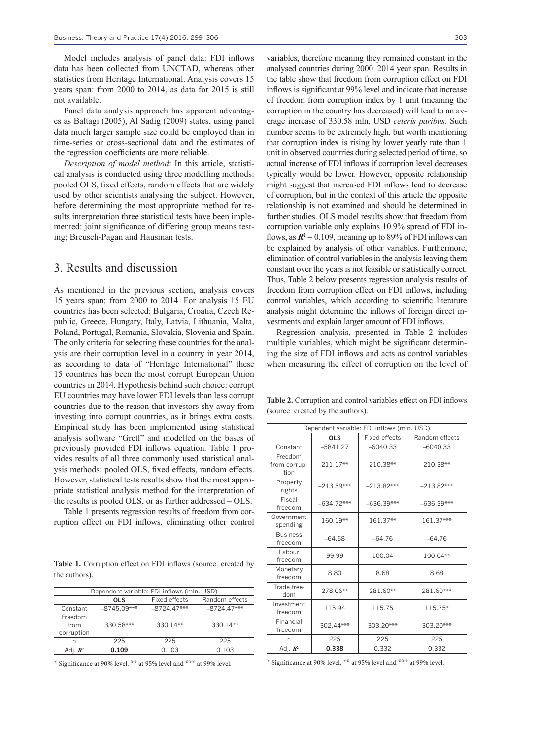Model includes analysis of panel data: FDI inflows data has been collected from UNCTAD, whereas other statistics from Heritage International. Analysis covers 15 years span: from 2000 to 2014, as data for 2015 is still not available.

Panel data analysis approach has apparent advantages as Baltagi (2005), Al Sadig (2009) states, using panel data much larger sample size could be employed than in time-series or cross-sectional data and the estimates of the regression coefficients are more reliable.

*Description of model method*: In this article, statistical analysis is conducted using three modelling methods: pooled OLS, fixed effects, random effects that are widely used by other scientists analysing the subject. However, before determining the most appropriate method for results interpretation three statistical tests have been implemented: joint significance of differing group means testing; Breusch-Pagan and Hausman tests.

# 3. Results and discussion

As mentioned in the previous section, analysis covers 15 years span: from 2000 to 2014. For analysis 15 EU countries has been selected: Bulgaria, Croatia, Czech Republic, Greece, Hungary, Italy, Latvia, Lithuania, Malta, Poland, Portugal, Romania, Slovakia, Slovenia and Spain. The only criteria for selecting these countries for the analysis are their corruption level in a country in year 2014, as according to data of "Heritage International" these 15 countries has been the most corrupt European Union countries in 2014. Hypothesis behind such choice: corrupt EU countries may have lower FDI levels than less corrupt countries due to the reason that investors shy away from investing into corrupt countries, as it brings extra costs. Empirical study has been implemented using statistical analysis software "Gretl" and modelled on the bases of previously provided FDI inflows equation. Table 1 provides results of all three commonly used statistical analysis methods: pooled OLS, fixed effects, random effects. However, statistical tests results show that the most appropriate statistical analysis method for the interpretation of the results is pooled OLS, or as further addressed – OLS.

Table 1 presents regression results of freedom from corruption effect on FDI inflows, eliminating other control variables, therefore meaning they remained constant in the analysed countries during 2000–2014 year span. Results in the table show that freedom from corruption effect on FDI inflows is significant at 99% level and indicate that increase of freedom from corruption index by 1 unit (meaning the corruption in the country has decreased) will lead to an average increase of 330.58 mln. USD *ceteris paribus.* Such number seems to be extremely high, but worth mentioning that corruption index is rising by lower yearly rate than 1 unit in observed countries during selected period of time, so actual increase of FDI inflows if corruption level decreases typically would be lower. However, opposite relationship might suggest that increased FDI inflows lead to decrease of corruption, but in the context of this article the opposite relationship is not examined and should be determined in further studies. OLS model results show that freedom from corruption variable only explains 10.9% spread of FDI inflows, as $R^2 = 0.109$, meaning up to 89% of FDI inflows can be explained by analysis of other variables. Furthermore, elimination of control variables in the analysis leaving them constant over the years is not feasible or statistically correct. Thus, Table 2 below presents regression analysis results of freedom from corruption effect on FDI inflows, including control variables, which according to scientific literature analysis might determine the inflows of foreign direct investments and explain larger amount of FDI inflows.

Regression analysis, presented in Table 2 includes multiple variables, which might be significant determining the size of FDI inflows and acts as control variables when measuring the effect of corruption on the level of

**Table 1.** Corruption effect on FDI inflows (source: created by the authors).

| Dependent variable: FDI inflows (mln. USD) | | | |
|---|---|---|---|
| | **OLS** | Fixed effects | Random effects |
| Constant | –8745.09*** | –8724.47*** | –8724.47*** |
| Freedom from corruption | 330.58*** | 330.14** | 330.14** |
| n | 225 | 225 | 225 |
| Adj. $R^2$ | **0.109** | 0.103 | 0.103 |

\* Significance at 90% level, ** at 95% level and *** at 99% level.

**Table 2.** Corruption and control variables effect on FDI inflows (source: created by the authors).

| Dependent variable: FDI inflows (mln. USD) | | | |
|---|---|---|---|
| | **OLS** | Fixed effects | Random effects |
| Constant | –5841.27 | –6040.33 | –6040.33 |
| Freedom from corruption | 211.17** | 210.38** | 210.38** |
| Property rights | –213.59*** | –213.82*** | –213.82*** |
| Fiscal freedom | –634.72*** | –636.39*** | –636.39*** |
| Government spending | 160.19** | 161.37** | 161.37*** |
| Business freedom | –64.68 | –64.76 | –64.76 |
| Labour freedom | 99.99 | 100.04 | 100.04** |
| Monetary freedom | 8.80 | 8.68 | 8.68 |
| Trade freedom | 278.06** | 281.60** | 281.60*** |
| Investment freedom | 115.94 | 115.75 | 115.75* |
| Financial freedom | 302.44*** | 303.20*** | 303.20*** |
| n | 225 | 225 | 225 |
| Adj. $R^2$ | **0.338** | 0.332 | 0.332 |

\* Significance at 90% level, ** at 95% level and *** at 99% level.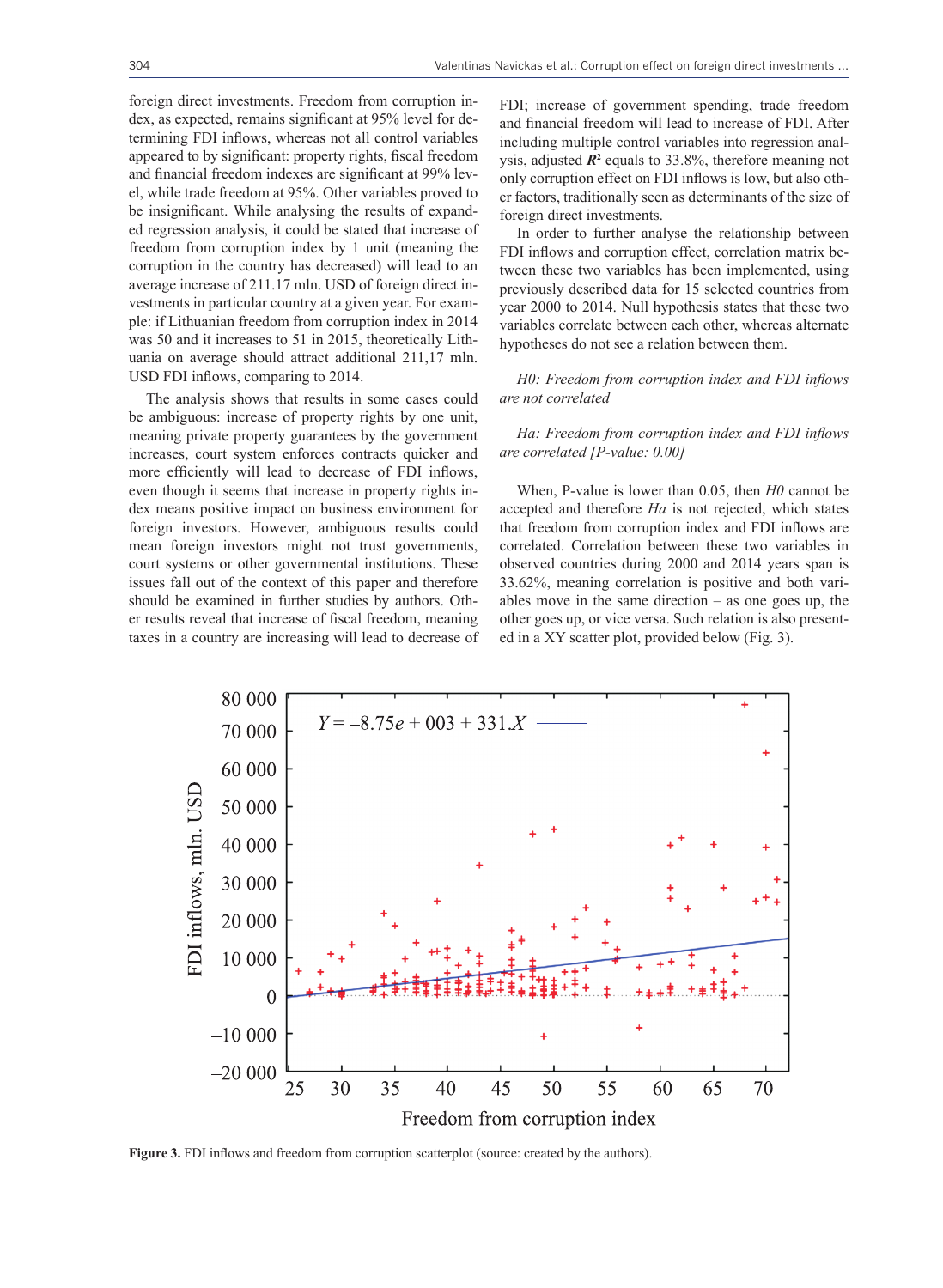foreign direct investments. Freedom from corruption index, as expected, remains significant at 95% level for determining FDI inflows, whereas not all control variables appeared to by significant: property rights, fiscal freedom and financial freedom indexes are significant at 99% level, while trade freedom at 95%. Other variables proved to be insignificant. While analysing the results of expanded regression analysis, it could be stated that increase of freedom from corruption index by 1 unit (meaning the corruption in the country has decreased) will lead to an average increase of 211.17 mln. USD of foreign direct investments in particular country at a given year. For example: if Lithuanian freedom from corruption index in 2014 was 50 and it increases to 51 in 2015, theoretically Lithuania on average should attract additional 211,17 mln. USD FDI inflows, comparing to 2014.

The analysis shows that results in some cases could be ambiguous: increase of property rights by one unit, meaning private property guarantees by the government increases, court system enforces contracts quicker and more efficiently will lead to decrease of FDI inflows, even though it seems that increase in property rights index means positive impact on business environment for foreign investors. However, ambiguous results could mean foreign investors might not trust governments, court systems or other governmental institutions. These issues fall out of the context of this paper and therefore should be examined in further studies by authors. Other results reveal that increase of fiscal freedom, meaning taxes in a country are increasing will lead to decrease of FDI; increase of government spending, trade freedom and financial freedom will lead to increase of FDI. After including multiple control variables into regression analysis, adjusted $R^2$ equals to 33.8%, therefore meaning not only corruption effect on FDI inflows is low, but also other factors, traditionally seen as determinants of the size of foreign direct investments.

In order to further analyse the relationship between FDI inflows and corruption effect, correlation matrix between these two variables has been implemented, using previously described data for 15 selected countries from year 2000 to 2014. Null hypothesis states that these two variables correlate between each other, whereas alternate hypotheses do not see a relation between them.

*H0: Freedom from corruption index and FDI inflows are not correlated*

*Ha: Freedom from corruption index and FDI inflows are correlated [P-value: 0.00]*

When, P-value is lower than 0.05, then *H0* cannot be accepted and therefore *Ha* is not rejected, which states that freedom from corruption index and FDI inflows are correlated. Correlation between these two variables in observed countries during 2000 and 2014 years span is 33.62%, meaning correlation is positive and both variables move in the same direction – as one goes up, the other goes up, or vice versa. Such relation is also presented in a XY scatter plot, provided below (Fig. 3).

**Figure 3.** FDI inflows and freedom from corruption scatterplot (source: created by the authors).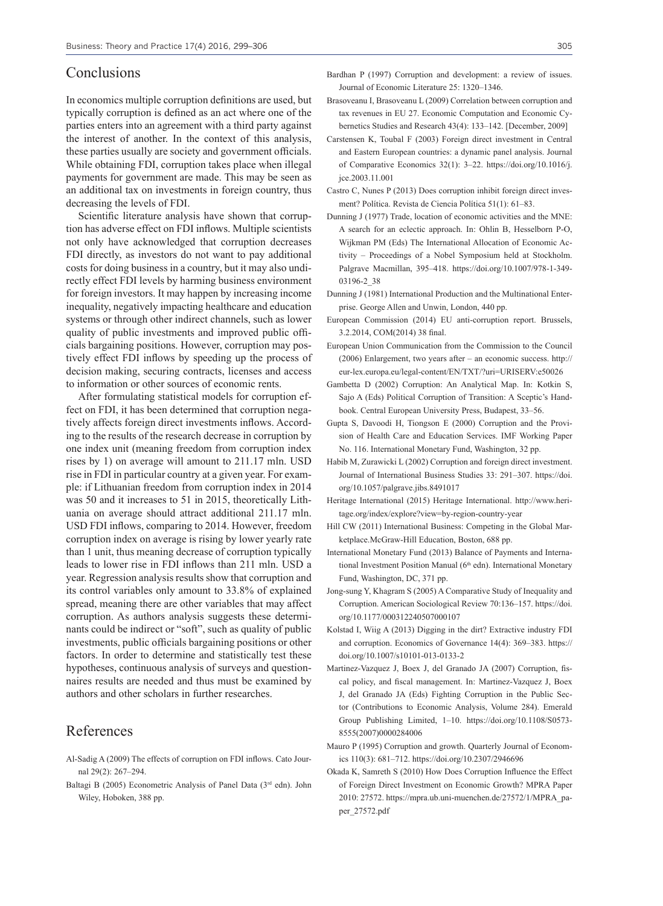## Conclusions

In economics multiple corruption definitions are used, but typically corruption is defined as an act where one of the parties enters into an agreement with a third party against the interest of another. In the context of this analysis, these parties usually are society and government officials. While obtaining FDI, corruption takes place when illegal payments for government are made. This may be seen as an additional tax on investments in foreign country, thus decreasing the levels of FDI.

Scientific literature analysis have shown that corruption has adverse effect on FDI inflows. Multiple scientists not only have acknowledged that corruption decreases FDI directly, as investors do not want to pay additional costs for doing business in a country, but it may also undirectly effect FDI levels by harming business environment for foreign investors. It may happen by increasing income inequality, negatively impacting healthcare and education systems or through other indirect channels, such as lower quality of public investments and improved public officials bargaining positions. However, corruption may postively effect FDI inflows by speeding up the process of decision making, securing contracts, licenses and access to information or other sources of economic rents.

After formulating statistical models for corruption effect on FDI, it has been determined that corruption negatively affects foreign direct investments inflows. According to the results of the research decrease in corruption by one index unit (meaning freedom from corruption index rises by 1) on average will amount to 211.17 mln. USD rise in FDI in particular country at a given year. For example: if Lithuanian freedom from corruption index in 2014 was 50 and it increases to 51 in 2015, theoretically Lithuania on average should attract additional 211.17 mln. USD FDI inflows, comparing to 2014. However, freedom corruption index on average is rising by lower yearly rate than 1 unit, thus meaning decrease of corruption typically leads to lower rise in FDI inflows than 211 mln. USD a year. Regression analysis results show that corruption and its control variables only amount to 33.8% of explained spread, meaning there are other variables that may affect corruption. As authors analysis suggests these determinants could be indirect or "soft", such as quality of public investments, public officials bargaining positions or other factors. In order to determine and statistically test these hypotheses, continuous analysis of surveys and questionnaires results are needed and thus must be examined by authors and other scholars in further researches.

## References

Al-Sadig A (2009) The effects of corruption on FDI inflows. Cato Journal 29(2): 267–294.

Baltagi B (2005) Econometric Analysis of Panel Data (3rd edn). John Wiley, Hoboken, 388 pp.

Bardhan P (1997) Corruption and development: a review of issues. Journal of Economic Literature 25: 1320–1346.

Brasoveanu I, Brasoveanu L (2009) Correlation between corruption and tax revenues in EU 27. Economic Computation and Economic Cybernetics Studies and Research 43(4): 133–142. [December, 2009]

Carstensen K, Toubal F (2003) Foreign direct investment in Central and Eastern European countries: a dynamic panel analysis. Journal of Comparative Economics 32(1): 3–22. https://doi.org/10.1016/j.jce.2003.11.001

Castro C, Nunes P (2013) Does corruption inhibit foreign direct investment? Política. Revista de Ciencia Política 51(1): 61–83.

Dunning J (1977) Trade, location of economic activities and the MNE: A search for an eclectic approach. In: Ohlin B, Hesselborn P-O, Wijkman PM (Eds) The International Allocation of Economic Activity – Proceedings of a Nobel Symposium held at Stockholm. Palgrave Macmillan, 395–418. https://doi.org/10.1007/978-1-349-03196-2_38

Dunning J (1981) International Production and the Multinational Enterprise. George Allen and Unwin, London, 440 pp.

European Commission (2014) EU anti-corruption report. Brussels, 3.2.2014, COM(2014) 38 final.

European Union Communication from the Commission to the Council (2006) Enlargement, two years after – an economic success. http://eur-lex.europa.eu/legal-content/EN/TXT/?uri=URISERV:e50026

Gambetta D (2002) Corruption: An Analytical Map. In: Kotkin S, Sajo A (Eds) Political Corruption of Transition: A Sceptic's Handbook. Central European University Press, Budapest, 33–56.

Gupta S, Davoodi H, Tiongson E (2000) Corruption and the Provision of Health Care and Education Services. IMF Working Paper No. 116. International Monetary Fund, Washington, 32 pp.

Habib M, Zurawicki L (2002) Corruption and foreign direct investment. Journal of International Business Studies 33: 291–307. https://doi.org/10.1057/palgrave.jibs.8491017

Heritage International (2015) Heritage International. http://www.heritage.org/index/explore?view=by-region-country-year

Hill CW (2011) International Business: Competing in the Global Marketplace.McGraw-Hill Education, Boston, 688 pp.

International Monetary Fund (2013) Balance of Payments and International Investment Position Manual (6th edn). International Monetary Fund, Washington, DC, 371 pp.

Jong-sung Y, Khagram S (2005) A Comparative Study of Inequality and Corruption. American Sociological Review 70:136–157. https://doi.org/10.1177/000312240507000107

Kolstad I, Wiig A (2013) Digging in the dirt? Extractive industry FDI and corruption. Economics of Governance 14(4): 369–383. https://doi.org/10.1007/s10101-013-0133-2

Martinez-Vazquez J, Boex J, del Granado JA (2007) Corruption, fiscal policy, and fiscal management. In: Martinez-Vazquez J, Boex J, del Granado JA (Eds) Fighting Corruption in the Public Sector (Contributions to Economic Analysis, Volume 284). Emerald Group Publishing Limited, 1–10. https://doi.org/10.1108/S0573-8555(2007)0000284006

Mauro P (1995) Corruption and growth. Quarterly Journal of Economics 110(3): 681–712. https://doi.org/10.2307/2946696

Okada K, Samreth S (2010) How Does Corruption Influence the Effect of Foreign Direct Investment on Economic Growth? MPRA Paper 2010: 27572. https://mpra.ub.uni-muenchen.de/27572/1/MPRA_paper_27572.pdf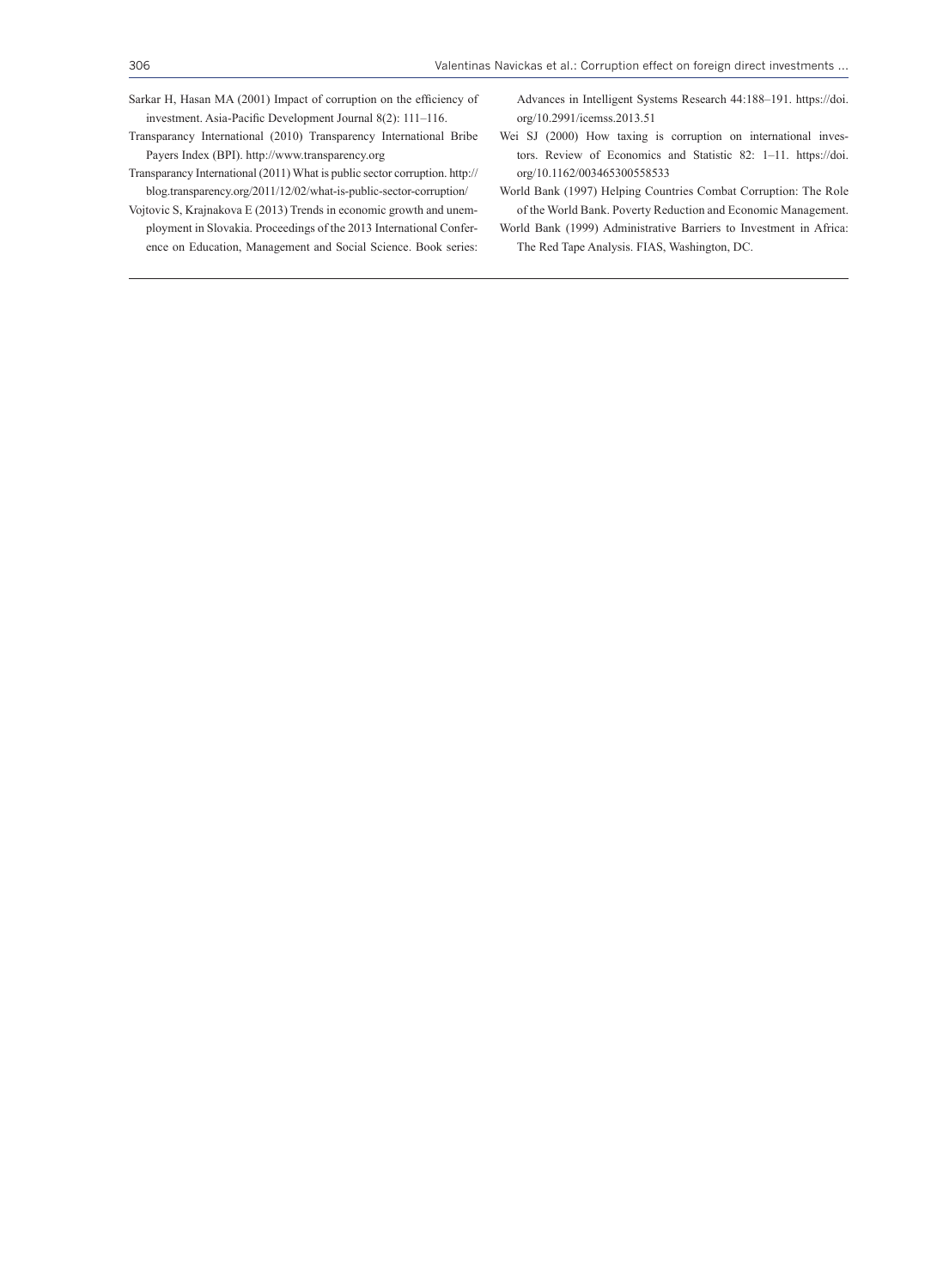Sarkar H, Hasan MA (2001) Impact of corruption on the efficiency of investment. Asia-Pacific Development Journal 8(2): 111–116.

Transparancy International (2010) Transparency International Bribe Payers Index (BPI). http://www.transparency.org

Transparancy International (2011) What is public sector corruption. http://blog.transparency.org/2011/12/02/what-is-public-sector-corruption/

Vojtovic S, Krajnakova E (2013) Trends in economic growth and unemployment in Slovakia. Proceedings of the 2013 International Conference on Education, Management and Social Science. Book series: Advances in Intelligent Systems Research 44:188–191. https://doi.org/10.2991/icemss.2013.51

Wei SJ (2000) How taxing is corruption on international investors. Review of Economics and Statistic 82: 1–11. https://doi.org/10.1162/003465300558533

World Bank (1997) Helping Countries Combat Corruption: The Role of the World Bank. Poverty Reduction and Economic Management.

World Bank (1999) Administrative Barriers to Investment in Africa: The Red Tape Analysis. FIAS, Washington, DC.